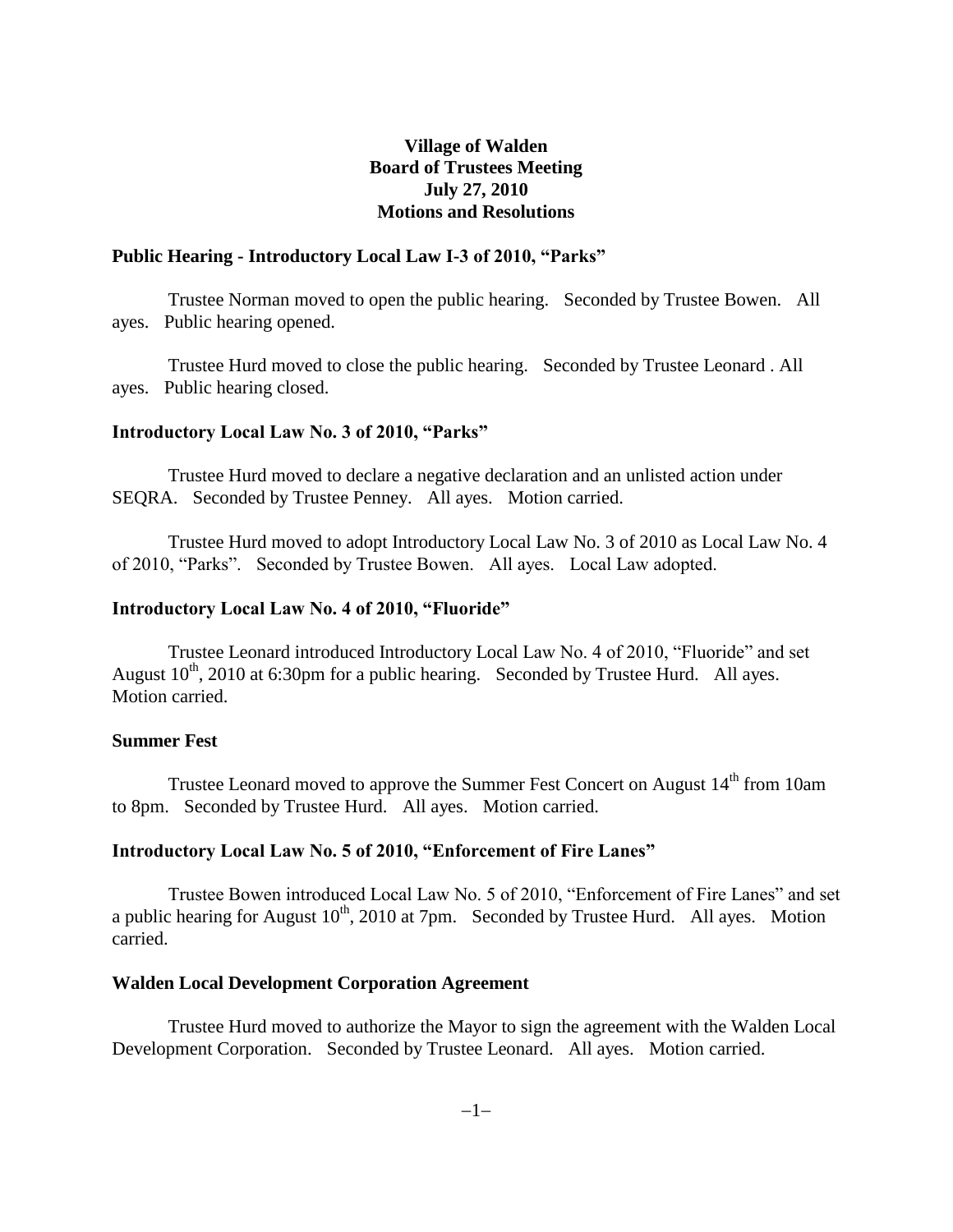**Village of Walden**
**Board of Trustees Meeting**
**July 27, 2010**
**Motions and Resolutions**

### Public Hearing - Introductory Local Law I-3 of 2010, "Parks"

Trustee Norman moved to open the public hearing. Seconded by Trustee Bowen. All ayes. Public hearing opened.

Trustee Hurd moved to close the public hearing. Seconded by Trustee Leonard . All ayes. Public hearing closed.

### Introductory Local Law No. 3 of 2010, "Parks"

Trustee Hurd moved to declare a negative declaration and an unlisted action under SEQRA. Seconded by Trustee Penney. All ayes. Motion carried.

Trustee Hurd moved to adopt Introductory Local Law No. 3 of 2010 as Local Law No. 4 of 2010, "Parks". Seconded by Trustee Bowen. All ayes. Local Law adopted.

### Introductory Local Law No. 4 of 2010, "Fluoride"

Trustee Leonard introduced Introductory Local Law No. 4 of 2010, "Fluoride" and set August 10th, 2010 at 6:30pm for a public hearing. Seconded by Trustee Hurd. All ayes. Motion carried.

### Summer Fest

Trustee Leonard moved to approve the Summer Fest Concert on August 14th from 10am to 8pm. Seconded by Trustee Hurd. All ayes. Motion carried.

### Introductory Local Law No. 5 of 2010, "Enforcement of Fire Lanes"

Trustee Bowen introduced Local Law No. 5 of 2010, "Enforcement of Fire Lanes" and set a public hearing for August 10th, 2010 at 7pm. Seconded by Trustee Hurd. All ayes. Motion carried.

### Walden Local Development Corporation Agreement

Trustee Hurd moved to authorize the Mayor to sign the agreement with the Walden Local Development Corporation. Seconded by Trustee Leonard. All ayes. Motion carried.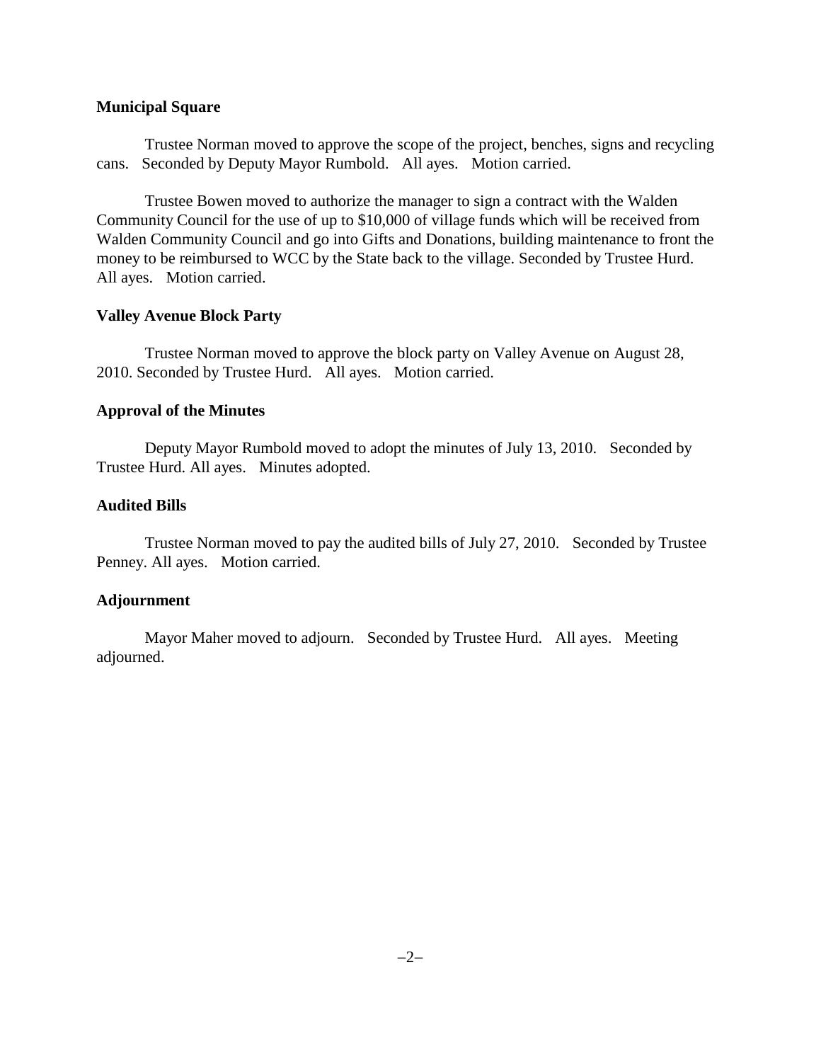**Municipal Square**

Trustee Norman moved to approve the scope of the project, benches, signs and recycling cans. Seconded by Deputy Mayor Rumbold. All ayes. Motion carried.

Trustee Bowen moved to authorize the manager to sign a contract with the Walden Community Council for the use of up to $10,000 of village funds which will be received from Walden Community Council and go into Gifts and Donations, building maintenance to front the money to be reimbursed to WCC by the State back to the village. Seconded by Trustee Hurd. All ayes. Motion carried.

**Valley Avenue Block Party**

Trustee Norman moved to approve the block party on Valley Avenue on August 28, 2010. Seconded by Trustee Hurd. All ayes. Motion carried.

**Approval of the Minutes**

Deputy Mayor Rumbold moved to adopt the minutes of July 13, 2010. Seconded by Trustee Hurd. All ayes. Minutes adopted.

**Audited Bills**

Trustee Norman moved to pay the audited bills of July 27, 2010. Seconded by Trustee Penney. All ayes. Motion carried.

**Adjournment**

Mayor Maher moved to adjourn. Seconded by Trustee Hurd. All ayes. Meeting adjourned.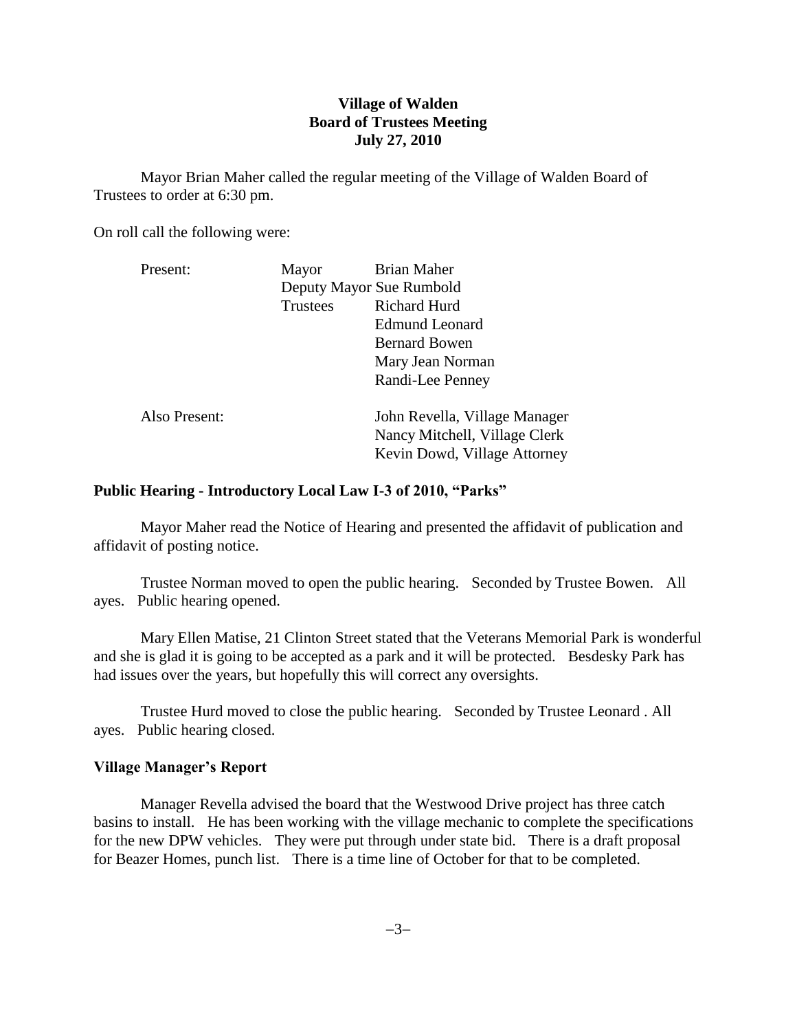**Village of Walden**
**Board of Trustees Meeting**
**July 27, 2010**

Mayor Brian Maher called the regular meeting of the Village of Walden Board of Trustees to order at 6:30 pm.

On roll call the following were:

| | | |
|---|---|---|
| Present: | Mayor | Brian Maher |
| | Deputy Mayor | Sue Rumbold |
| | Trustees | Richard Hurd |
| | | Edmund Leonard |
| | | Bernard Bowen |
| | | Mary Jean Norman |
| | | Randi-Lee Penney |
| Also Present: | | John Revella, Village Manager |
| | | Nancy Mitchell, Village Clerk |
| | | Kevin Dowd, Village Attorney |

**Public Hearing - Introductory Local Law I-3 of 2010, "Parks"**

Mayor Maher read the Notice of Hearing and presented the affidavit of publication and affidavit of posting notice.

Trustee Norman moved to open the public hearing. Seconded by Trustee Bowen. All ayes. Public hearing opened.

Mary Ellen Matise, 21 Clinton Street stated that the Veterans Memorial Park is wonderful and she is glad it is going to be accepted as a park and it will be protected. Besdesky Park has had issues over the years, but hopefully this will correct any oversights.

Trustee Hurd moved to close the public hearing. Seconded by Trustee Leonard . All ayes. Public hearing closed.

**Village Manager's Report**

Manager Revella advised the board that the Westwood Drive project has three catch basins to install. He has been working with the village mechanic to complete the specifications for the new DPW vehicles. They were put through under state bid. There is a draft proposal for Beazer Homes, punch list. There is a time line of October for that to be completed.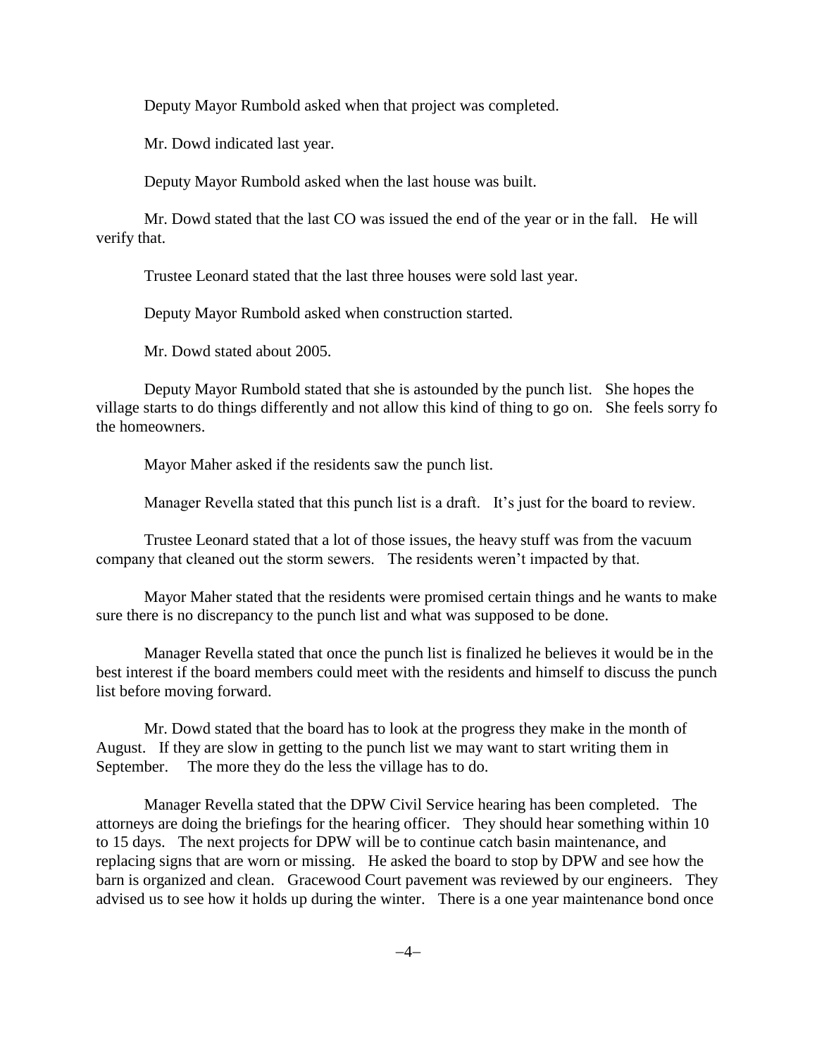Deputy Mayor Rumbold asked when that project was completed.

Mr. Dowd indicated last year.

Deputy Mayor Rumbold asked when the last house was built.

Mr. Dowd stated that the last CO was issued the end of the year or in the fall. He will verify that.

Trustee Leonard stated that the last three houses were sold last year.

Deputy Mayor Rumbold asked when construction started.

Mr. Dowd stated about 2005.

Deputy Mayor Rumbold stated that she is astounded by the punch list. She hopes the village starts to do things differently and not allow this kind of thing to go on. She feels sorry fo the homeowners.

Mayor Maher asked if the residents saw the punch list.

Manager Revella stated that this punch list is a draft. It's just for the board to review.

Trustee Leonard stated that a lot of those issues, the heavy stuff was from the vacuum company that cleaned out the storm sewers. The residents weren't impacted by that.

Mayor Maher stated that the residents were promised certain things and he wants to make sure there is no discrepancy to the punch list and what was supposed to be done.

Manager Revella stated that once the punch list is finalized he believes it would be in the best interest if the board members could meet with the residents and himself to discuss the punch list before moving forward.

Mr. Dowd stated that the board has to look at the progress they make in the month of August. If they are slow in getting to the punch list we may want to start writing them in September. The more they do the less the village has to do.

Manager Revella stated that the DPW Civil Service hearing has been completed. The attorneys are doing the briefings for the hearing officer. They should hear something within 10 to 15 days. The next projects for DPW will be to continue catch basin maintenance, and replacing signs that are worn or missing. He asked the board to stop by DPW and see how the barn is organized and clean. Gracewood Court pavement was reviewed by our engineers. They advised us to see how it holds up during the winter. There is a one year maintenance bond once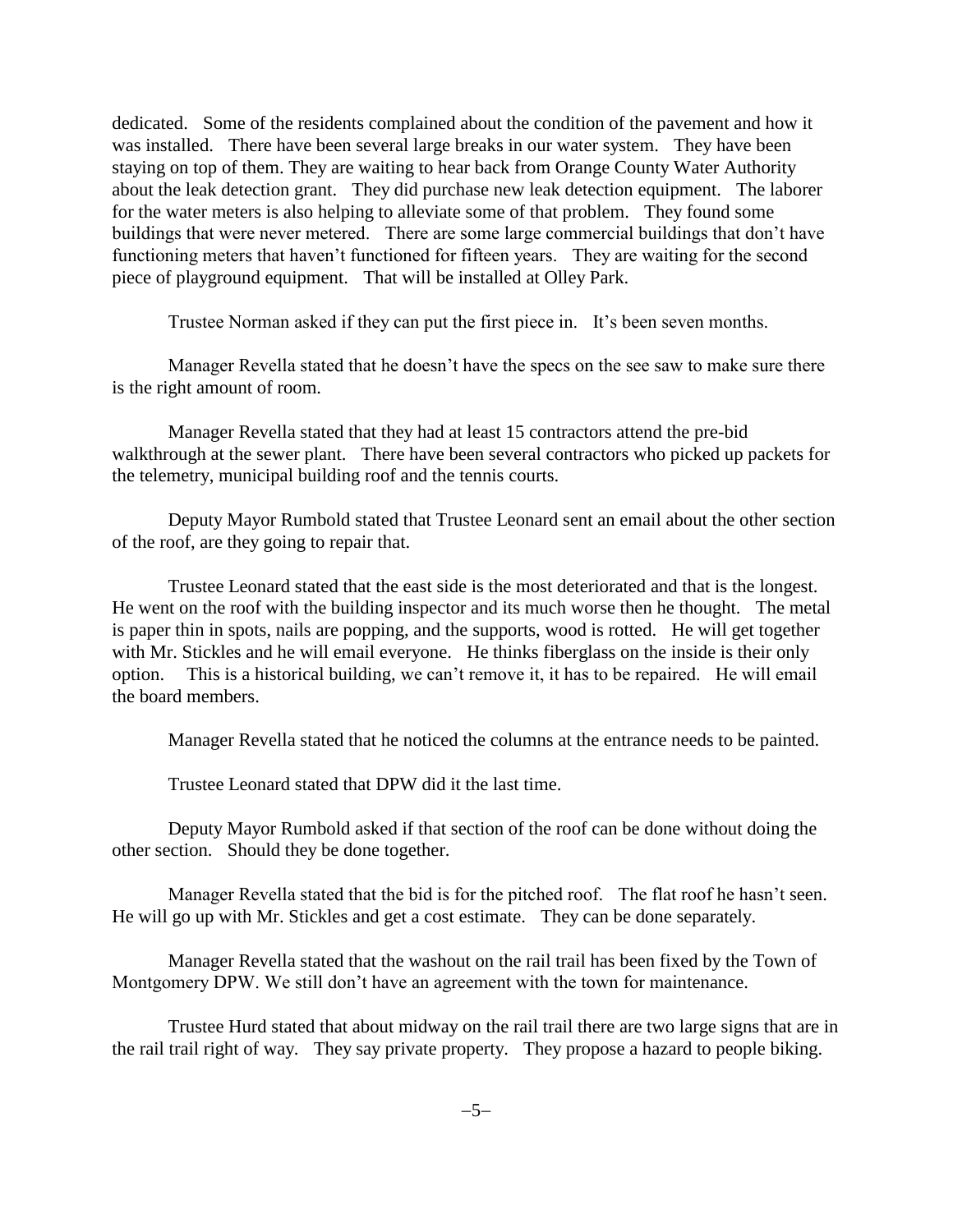dedicated. Some of the residents complained about the condition of the pavement and how it was installed. There have been several large breaks in our water system. They have been staying on top of them. They are waiting to hear back from Orange County Water Authority about the leak detection grant. They did purchase new leak detection equipment. The laborer for the water meters is also helping to alleviate some of that problem. They found some buildings that were never metered. There are some large commercial buildings that don't have functioning meters that haven't functioned for fifteen years. They are waiting for the second piece of playground equipment. That will be installed at Olley Park.

Trustee Norman asked if they can put the first piece in. It's been seven months.

Manager Revella stated that he doesn't have the specs on the see saw to make sure there is the right amount of room.

Manager Revella stated that they had at least 15 contractors attend the pre-bid walkthrough at the sewer plant. There have been several contractors who picked up packets for the telemetry, municipal building roof and the tennis courts.

Deputy Mayor Rumbold stated that Trustee Leonard sent an email about the other section of the roof, are they going to repair that.

Trustee Leonard stated that the east side is the most deteriorated and that is the longest. He went on the roof with the building inspector and its much worse then he thought. The metal is paper thin in spots, nails are popping, and the supports, wood is rotted. He will get together with Mr. Stickles and he will email everyone. He thinks fiberglass on the inside is their only option. This is a historical building, we can't remove it, it has to be repaired. He will email the board members.

Manager Revella stated that he noticed the columns at the entrance needs to be painted.

Trustee Leonard stated that DPW did it the last time.

Deputy Mayor Rumbold asked if that section of the roof can be done without doing the other section. Should they be done together.

Manager Revella stated that the bid is for the pitched roof. The flat roof he hasn't seen. He will go up with Mr. Stickles and get a cost estimate. They can be done separately.

Manager Revella stated that the washout on the rail trail has been fixed by the Town of Montgomery DPW. We still don't have an agreement with the town for maintenance.

Trustee Hurd stated that about midway on the rail trail there are two large signs that are in the rail trail right of way. They say private property. They propose a hazard to people biking.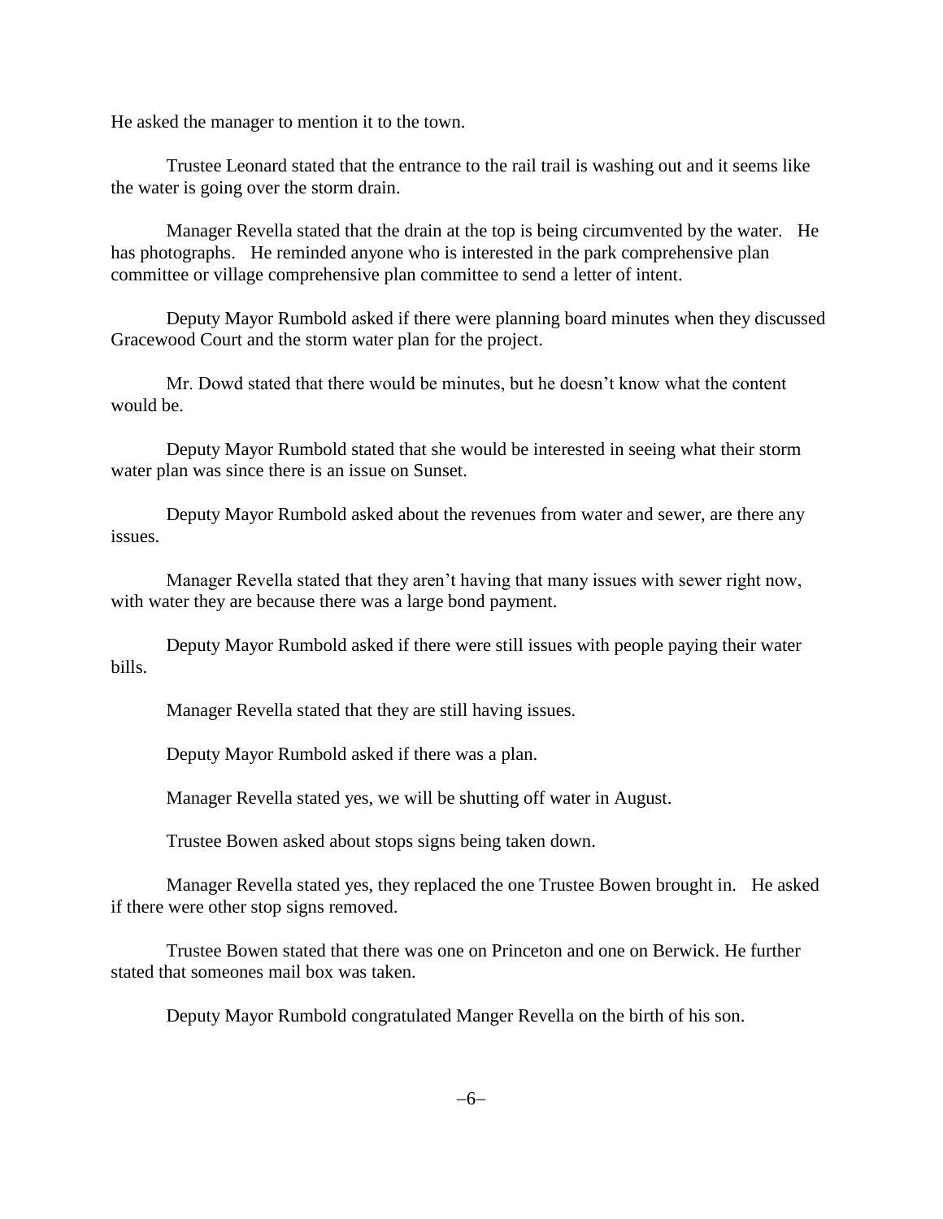He asked the manager to mention it to the town.

Trustee Leonard stated that the entrance to the rail trail is washing out and it seems like the water is going over the storm drain.

Manager Revella stated that the drain at the top is being circumvented by the water. He has photographs. He reminded anyone who is interested in the park comprehensive plan committee or village comprehensive plan committee to send a letter of intent.

Deputy Mayor Rumbold asked if there were planning board minutes when they discussed Gracewood Court and the storm water plan for the project.

Mr. Dowd stated that there would be minutes, but he doesn't know what the content would be.

Deputy Mayor Rumbold stated that she would be interested in seeing what their storm water plan was since there is an issue on Sunset.

Deputy Mayor Rumbold asked about the revenues from water and sewer, are there any issues.

Manager Revella stated that they aren't having that many issues with sewer right now, with water they are because there was a large bond payment.

Deputy Mayor Rumbold asked if there were still issues with people paying their water bills.

Manager Revella stated that they are still having issues.

Deputy Mayor Rumbold asked if there was a plan.

Manager Revella stated yes, we will be shutting off water in August.

Trustee Bowen asked about stops signs being taken down.

Manager Revella stated yes, they replaced the one Trustee Bowen brought in. He asked if there were other stop signs removed.

Trustee Bowen stated that there was one on Princeton and one on Berwick. He further stated that someones mail box was taken.

Deputy Mayor Rumbold congratulated Manger Revella on the birth of his son.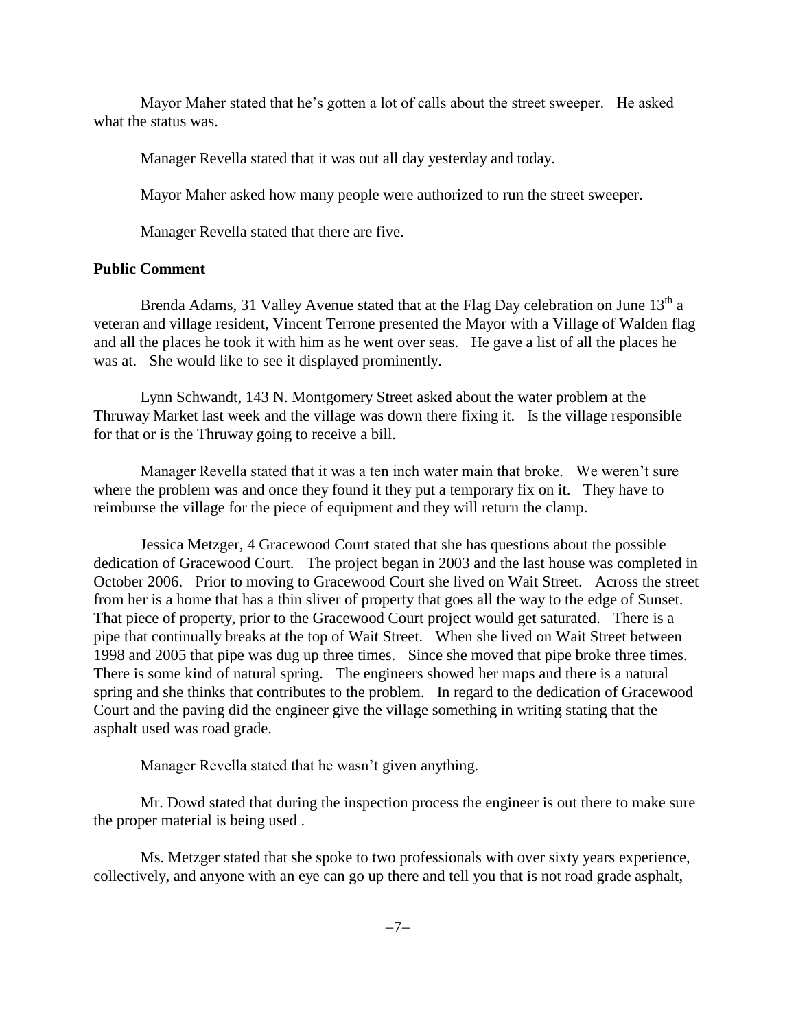Mayor Maher stated that he's gotten a lot of calls about the street sweeper. He asked what the status was.

Manager Revella stated that it was out all day yesterday and today.

Mayor Maher asked how many people were authorized to run the street sweeper.

Manager Revella stated that there are five.

**Public Comment**

Brenda Adams, 31 Valley Avenue stated that at the Flag Day celebration on June 13th a veteran and village resident, Vincent Terrone presented the Mayor with a Village of Walden flag and all the places he took it with him as he went over seas. He gave a list of all the places he was at. She would like to see it displayed prominently.

Lynn Schwandt, 143 N. Montgomery Street asked about the water problem at the Thruway Market last week and the village was down there fixing it. Is the village responsible for that or is the Thruway going to receive a bill.

Manager Revella stated that it was a ten inch water main that broke. We weren't sure where the problem was and once they found it they put a temporary fix on it. They have to reimburse the village for the piece of equipment and they will return the clamp.

Jessica Metzger, 4 Gracewood Court stated that she has questions about the possible dedication of Gracewood Court. The project began in 2003 and the last house was completed in October 2006. Prior to moving to Gracewood Court she lived on Wait Street. Across the street from her is a home that has a thin sliver of property that goes all the way to the edge of Sunset. That piece of property, prior to the Gracewood Court project would get saturated. There is a pipe that continually breaks at the top of Wait Street. When she lived on Wait Street between 1998 and 2005 that pipe was dug up three times. Since she moved that pipe broke three times. There is some kind of natural spring. The engineers showed her maps and there is a natural spring and she thinks that contributes to the problem. In regard to the dedication of Gracewood Court and the paving did the engineer give the village something in writing stating that the asphalt used was road grade.

Manager Revella stated that he wasn't given anything.

Mr. Dowd stated that during the inspection process the engineer is out there to make sure the proper material is being used .

Ms. Metzger stated that she spoke to two professionals with over sixty years experience, collectively, and anyone with an eye can go up there and tell you that is not road grade asphalt,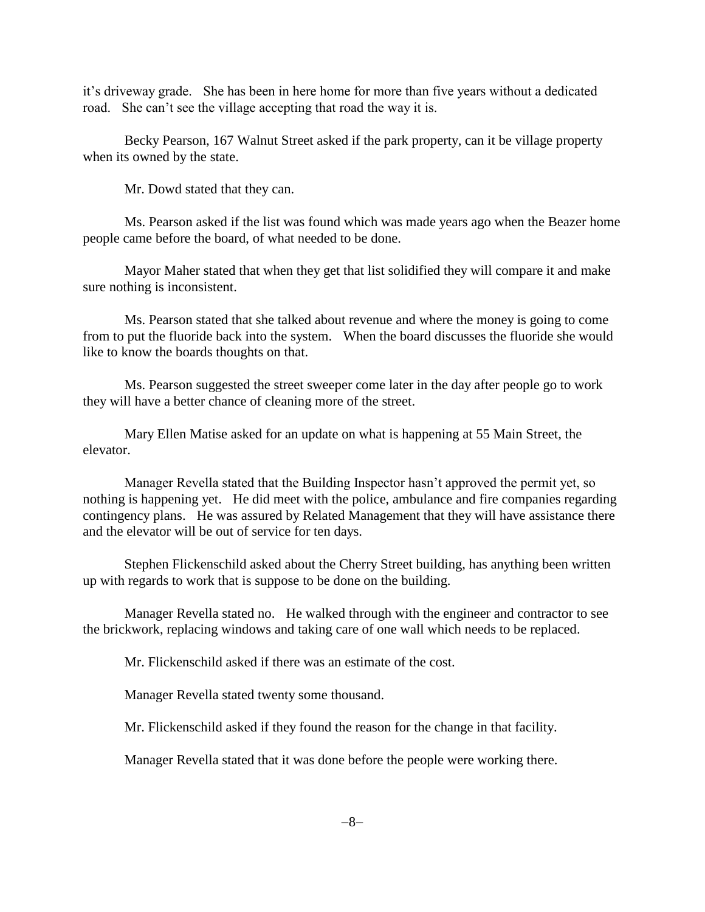it's driveway grade. She has been in here home for more than five years without a dedicated road. She can't see the village accepting that road the way it is.

Becky Pearson, 167 Walnut Street asked if the park property, can it be village property when its owned by the state.

Mr. Dowd stated that they can.

Ms. Pearson asked if the list was found which was made years ago when the Beazer home people came before the board, of what needed to be done.

Mayor Maher stated that when they get that list solidified they will compare it and make sure nothing is inconsistent.

Ms. Pearson stated that she talked about revenue and where the money is going to come from to put the fluoride back into the system. When the board discusses the fluoride she would like to know the boards thoughts on that.

Ms. Pearson suggested the street sweeper come later in the day after people go to work they will have a better chance of cleaning more of the street.

Mary Ellen Matise asked for an update on what is happening at 55 Main Street, the elevator.

Manager Revella stated that the Building Inspector hasn't approved the permit yet, so nothing is happening yet. He did meet with the police, ambulance and fire companies regarding contingency plans. He was assured by Related Management that they will have assistance there and the elevator will be out of service for ten days.

Stephen Flickenschild asked about the Cherry Street building, has anything been written up with regards to work that is suppose to be done on the building.

Manager Revella stated no. He walked through with the engineer and contractor to see the brickwork, replacing windows and taking care of one wall which needs to be replaced.

Mr. Flickenschild asked if there was an estimate of the cost.

Manager Revella stated twenty some thousand.

Mr. Flickenschild asked if they found the reason for the change in that facility.

Manager Revella stated that it was done before the people were working there.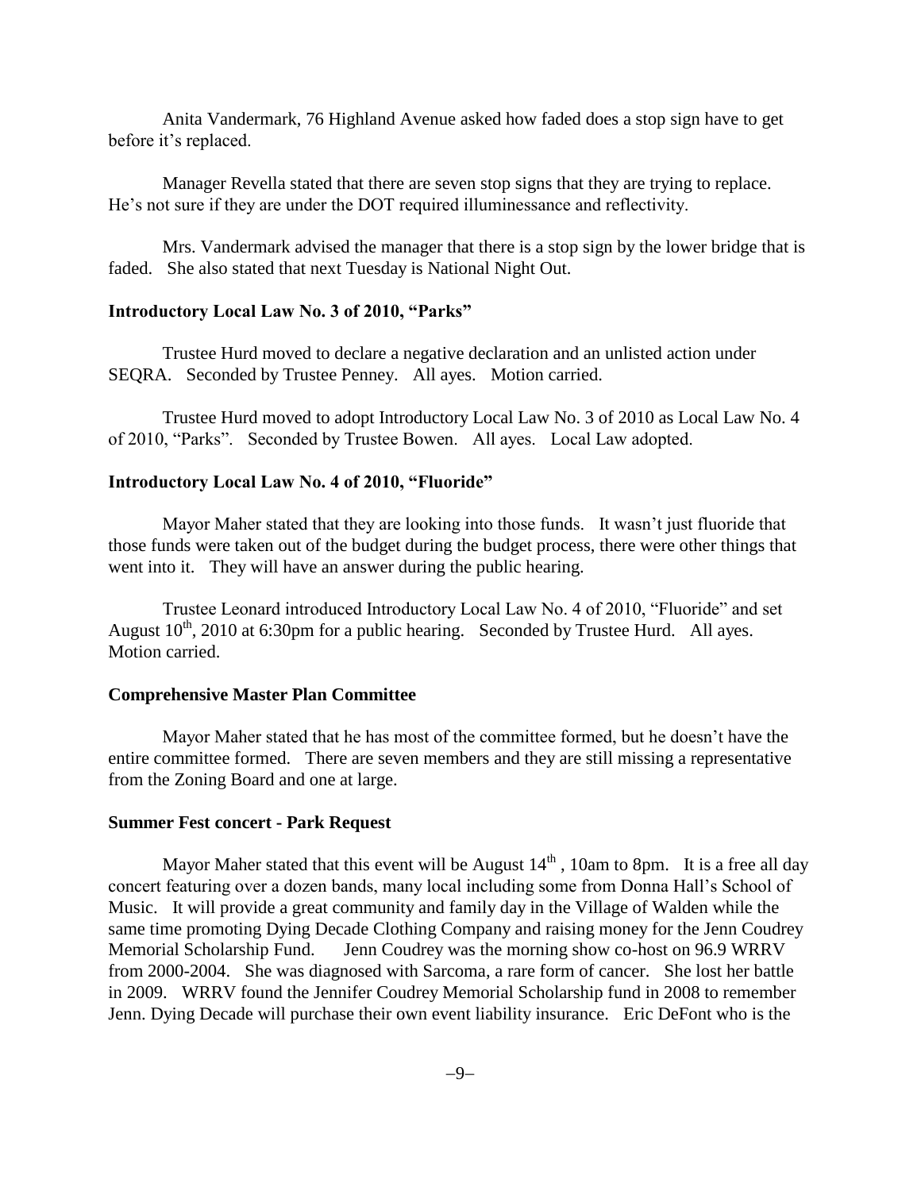Anita Vandermark, 76 Highland Avenue asked how faded does a stop sign have to get before it's replaced.

Manager Revella stated that there are seven stop signs that they are trying to replace. He's not sure if they are under the DOT required illuminessance and reflectivity.

Mrs. Vandermark advised the manager that there is a stop sign by the lower bridge that is faded. She also stated that next Tuesday is National Night Out.

**Introductory Local Law No. 3 of 2010, "Parks"**

Trustee Hurd moved to declare a negative declaration and an unlisted action under SEQRA. Seconded by Trustee Penney. All ayes. Motion carried.

Trustee Hurd moved to adopt Introductory Local Law No. 3 of 2010 as Local Law No. 4 of 2010, "Parks". Seconded by Trustee Bowen. All ayes. Local Law adopted.

**Introductory Local Law No. 4 of 2010, "Fluoride"**

Mayor Maher stated that they are looking into those funds. It wasn't just fluoride that those funds were taken out of the budget during the budget process, there were other things that went into it. They will have an answer during the public hearing.

Trustee Leonard introduced Introductory Local Law No. 4 of 2010, "Fluoride" and set August 10th, 2010 at 6:30pm for a public hearing. Seconded by Trustee Hurd. All ayes. Motion carried.

**Comprehensive Master Plan Committee**

Mayor Maher stated that he has most of the committee formed, but he doesn't have the entire committee formed. There are seven members and they are still missing a representative from the Zoning Board and one at large.

**Summer Fest concert - Park Request**

Mayor Maher stated that this event will be August 14th , 10am to 8pm. It is a free all day concert featuring over a dozen bands, many local including some from Donna Hall's School of Music. It will provide a great community and family day in the Village of Walden while the same time promoting Dying Decade Clothing Company and raising money for the Jenn Coudrey Memorial Scholarship Fund. Jenn Coudrey was the morning show co-host on 96.9 WRRV from 2000-2004. She was diagnosed with Sarcoma, a rare form of cancer. She lost her battle in 2009. WRRV found the Jennifer Coudrey Memorial Scholarship fund in 2008 to remember Jenn. Dying Decade will purchase their own event liability insurance. Eric DeFont who is the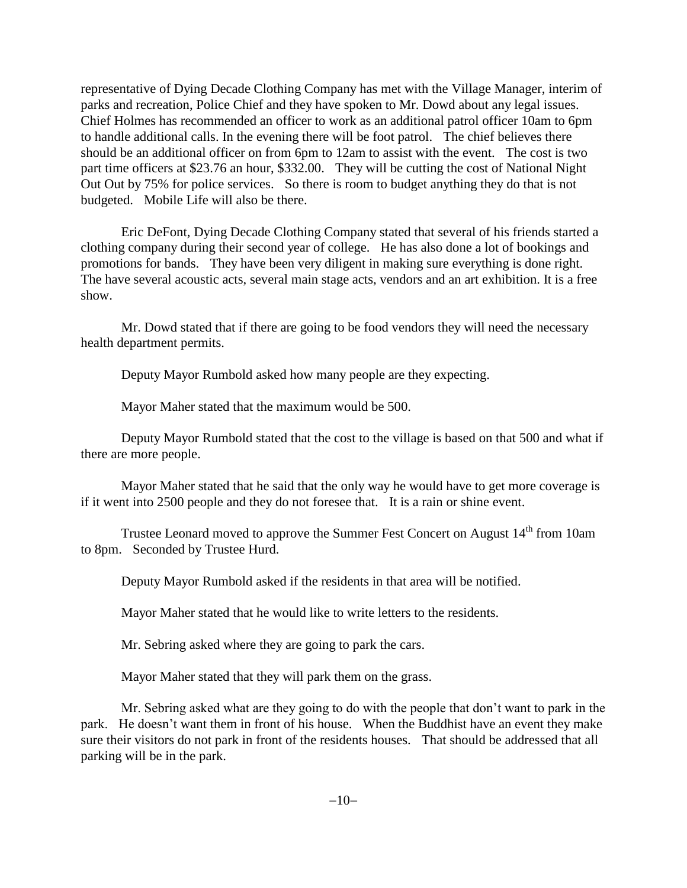representative of Dying Decade Clothing Company has met with the Village Manager, interim of parks and recreation, Police Chief and they have spoken to Mr. Dowd about any legal issues. Chief Holmes has recommended an officer to work as an additional patrol officer 10am to 6pm to handle additional calls. In the evening there will be foot patrol. The chief believes there should be an additional officer on from 6pm to 12am to assist with the event. The cost is two part time officers at $23.76 an hour, $332.00. They will be cutting the cost of National Night Out Out by 75% for police services. So there is room to budget anything they do that is not budgeted. Mobile Life will also be there.

Eric DeFont, Dying Decade Clothing Company stated that several of his friends started a clothing company during their second year of college. He has also done a lot of bookings and promotions for bands. They have been very diligent in making sure everything is done right. The have several acoustic acts, several main stage acts, vendors and an art exhibition. It is a free show.

Mr. Dowd stated that if there are going to be food vendors they will need the necessary health department permits.

Deputy Mayor Rumbold asked how many people are they expecting.

Mayor Maher stated that the maximum would be 500.

Deputy Mayor Rumbold stated that the cost to the village is based on that 500 and what if there are more people.

Mayor Maher stated that he said that the only way he would have to get more coverage is if it went into 2500 people and they do not foresee that. It is a rain or shine event.

Trustee Leonard moved to approve the Summer Fest Concert on August 14th from 10am to 8pm. Seconded by Trustee Hurd.

Deputy Mayor Rumbold asked if the residents in that area will be notified.

Mayor Maher stated that he would like to write letters to the residents.

Mr. Sebring asked where they are going to park the cars.

Mayor Maher stated that they will park them on the grass.

Mr. Sebring asked what are they going to do with the people that don't want to park in the park. He doesn't want them in front of his house. When the Buddhist have an event they make sure their visitors do not park in front of the residents houses. That should be addressed that all parking will be in the park.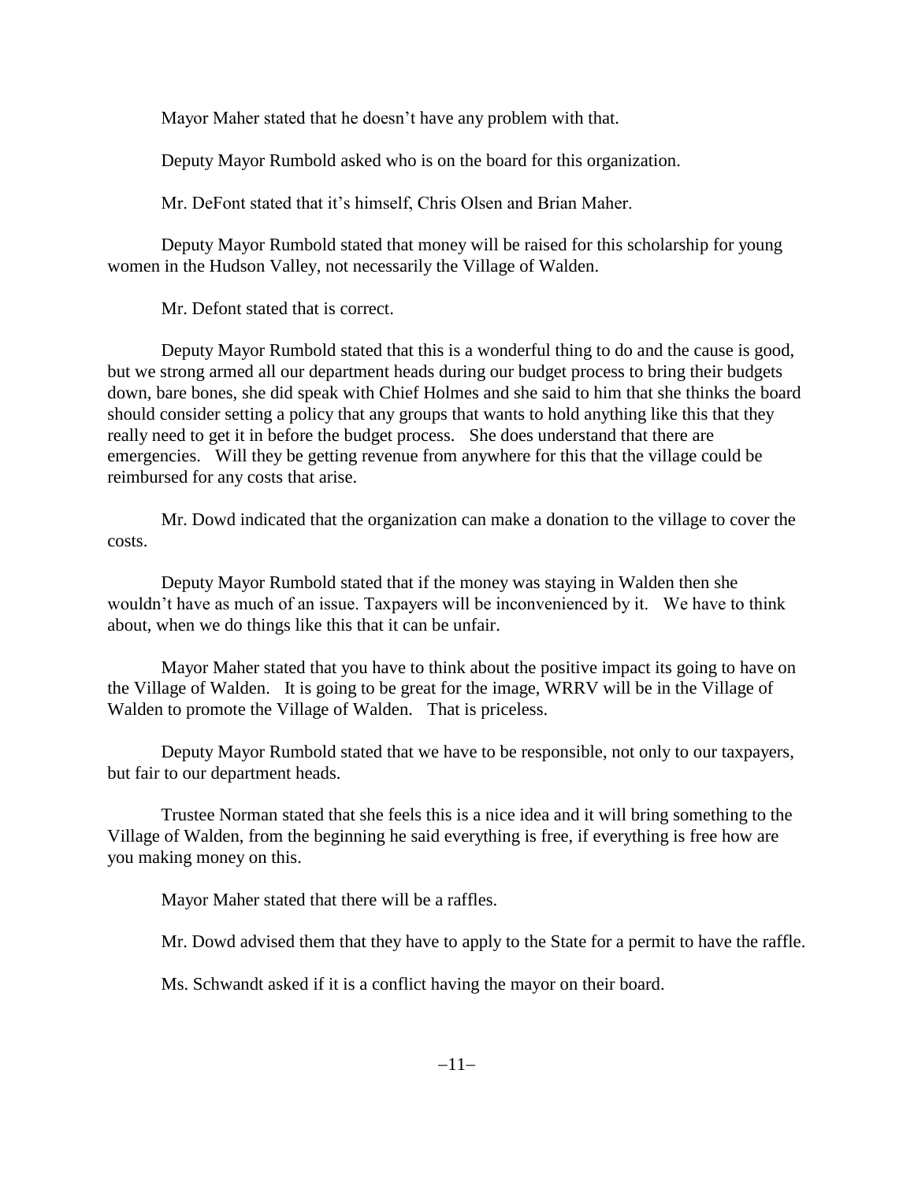Mayor Maher stated that he doesn't have any problem with that.

Deputy Mayor Rumbold asked who is on the board for this organization.

Mr. DeFont stated that it's himself, Chris Olsen and Brian Maher.

Deputy Mayor Rumbold stated that money will be raised for this scholarship for young women in the Hudson Valley, not necessarily the Village of Walden.

Mr. Defont stated that is correct.

Deputy Mayor Rumbold stated that this is a wonderful thing to do and the cause is good, but we strong armed all our department heads during our budget process to bring their budgets down, bare bones, she did speak with Chief Holmes and she said to him that she thinks the board should consider setting a policy that any groups that wants to hold anything like this that they really need to get it in before the budget process. She does understand that there are emergencies. Will they be getting revenue from anywhere for this that the village could be reimbursed for any costs that arise.

Mr. Dowd indicated that the organization can make a donation to the village to cover the costs.

Deputy Mayor Rumbold stated that if the money was staying in Walden then she wouldn't have as much of an issue. Taxpayers will be inconvenienced by it. We have to think about, when we do things like this that it can be unfair.

Mayor Maher stated that you have to think about the positive impact its going to have on the Village of Walden. It is going to be great for the image, WRRV will be in the Village of Walden to promote the Village of Walden. That is priceless.

Deputy Mayor Rumbold stated that we have to be responsible, not only to our taxpayers, but fair to our department heads.

Trustee Norman stated that she feels this is a nice idea and it will bring something to the Village of Walden, from the beginning he said everything is free, if everything is free how are you making money on this.

Mayor Maher stated that there will be a raffles.

Mr. Dowd advised them that they have to apply to the State for a permit to have the raffle.

Ms. Schwandt asked if it is a conflict having the mayor on their board.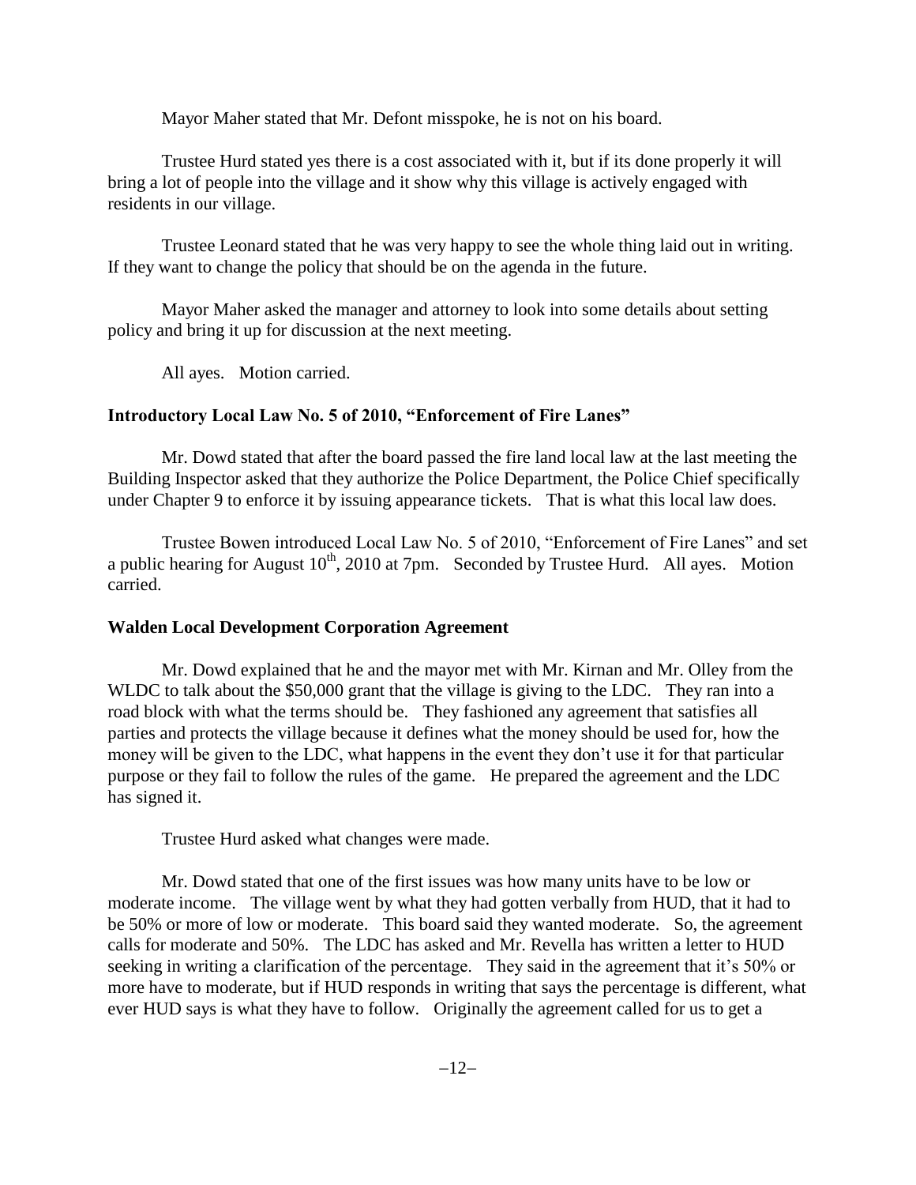Mayor Maher stated that Mr. Defont misspoke, he is not on his board.

Trustee Hurd stated yes there is a cost associated with it, but if its done properly it will bring a lot of people into the village and it show why this village is actively engaged with residents in our village.

Trustee Leonard stated that he was very happy to see the whole thing laid out in writing. If they want to change the policy that should be on the agenda in the future.

Mayor Maher asked the manager and attorney to look into some details about setting policy and bring it up for discussion at the next meeting.

All ayes. Motion carried.

**Introductory Local Law No. 5 of 2010, "Enforcement of Fire Lanes"**

Mr. Dowd stated that after the board passed the fire land local law at the last meeting the Building Inspector asked that they authorize the Police Department, the Police Chief specifically under Chapter 9 to enforce it by issuing appearance tickets. That is what this local law does.

Trustee Bowen introduced Local Law No. 5 of 2010, "Enforcement of Fire Lanes" and set a public hearing for August 10th, 2010 at 7pm. Seconded by Trustee Hurd. All ayes. Motion carried.

**Walden Local Development Corporation Agreement**

Mr. Dowd explained that he and the mayor met with Mr. Kirnan and Mr. Olley from the WLDC to talk about the $50,000 grant that the village is giving to the LDC. They ran into a road block with what the terms should be. They fashioned any agreement that satisfies all parties and protects the village because it defines what the money should be used for, how the money will be given to the LDC, what happens in the event they don't use it for that particular purpose or they fail to follow the rules of the game. He prepared the agreement and the LDC has signed it.

Trustee Hurd asked what changes were made.

Mr. Dowd stated that one of the first issues was how many units have to be low or moderate income. The village went by what they had gotten verbally from HUD, that it had to be 50% or more of low or moderate. This board said they wanted moderate. So, the agreement calls for moderate and 50%. The LDC has asked and Mr. Revella has written a letter to HUD seeking in writing a clarification of the percentage. They said in the agreement that it's 50% or more have to moderate, but if HUD responds in writing that says the percentage is different, what ever HUD says is what they have to follow. Originally the agreement called for us to get a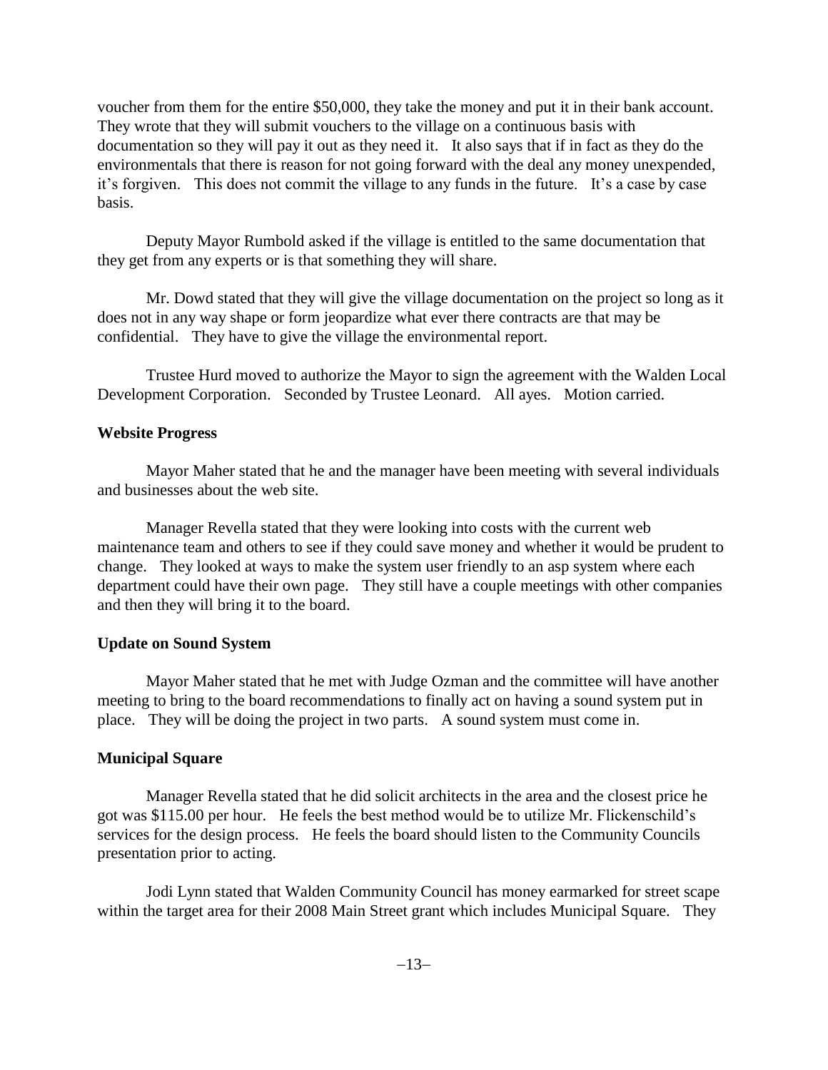voucher from them for the entire $50,000, they take the money and put it in their bank account. They wrote that they will submit vouchers to the village on a continuous basis with documentation so they will pay it out as they need it. It also says that if in fact as they do the environmentals that there is reason for not going forward with the deal any money unexpended, it's forgiven. This does not commit the village to any funds in the future. It's a case by case basis.

Deputy Mayor Rumbold asked if the village is entitled to the same documentation that they get from any experts or is that something they will share.

Mr. Dowd stated that they will give the village documentation on the project so long as it does not in any way shape or form jeopardize what ever there contracts are that may be confidential. They have to give the village the environmental report.

Trustee Hurd moved to authorize the Mayor to sign the agreement with the Walden Local Development Corporation. Seconded by Trustee Leonard. All ayes. Motion carried.

**Website Progress**

Mayor Maher stated that he and the manager have been meeting with several individuals and businesses about the web site.

Manager Revella stated that they were looking into costs with the current web maintenance team and others to see if they could save money and whether it would be prudent to change. They looked at ways to make the system user friendly to an asp system where each department could have their own page. They still have a couple meetings with other companies and then they will bring it to the board.

**Update on Sound System**

Mayor Maher stated that he met with Judge Ozman and the committee will have another meeting to bring to the board recommendations to finally act on having a sound system put in place. They will be doing the project in two parts. A sound system must come in.

**Municipal Square**

Manager Revella stated that he did solicit architects in the area and the closest price he got was $115.00 per hour. He feels the best method would be to utilize Mr. Flickenschild's services for the design process. He feels the board should listen to the Community Councils presentation prior to acting.

Jodi Lynn stated that Walden Community Council has money earmarked for street scape within the target area for their 2008 Main Street grant which includes Municipal Square. They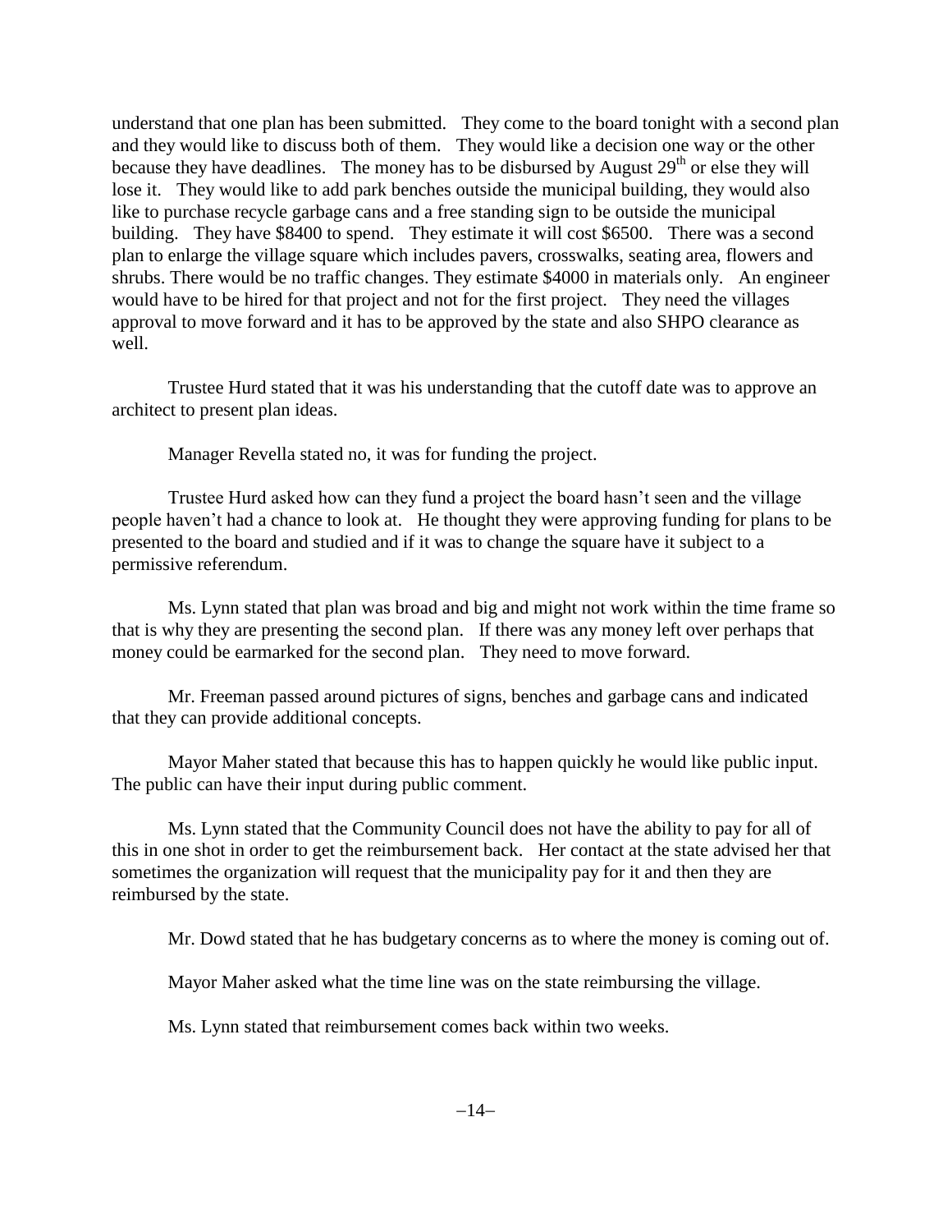understand that one plan has been submitted. They come to the board tonight with a second plan and they would like to discuss both of them. They would like a decision one way or the other because they have deadlines. The money has to be disbursed by August 29th or else they will lose it. They would like to add park benches outside the municipal building, they would also like to purchase recycle garbage cans and a free standing sign to be outside the municipal building. They have $8400 to spend. They estimate it will cost $6500. There was a second plan to enlarge the village square which includes pavers, crosswalks, seating area, flowers and shrubs. There would be no traffic changes. They estimate $4000 in materials only. An engineer would have to be hired for that project and not for the first project. They need the villages approval to move forward and it has to be approved by the state and also SHPO clearance as well.

Trustee Hurd stated that it was his understanding that the cutoff date was to approve an architect to present plan ideas.

Manager Revella stated no, it was for funding the project.

Trustee Hurd asked how can they fund a project the board hasn't seen and the village people haven't had a chance to look at. He thought they were approving funding for plans to be presented to the board and studied and if it was to change the square have it subject to a permissive referendum.

Ms. Lynn stated that plan was broad and big and might not work within the time frame so that is why they are presenting the second plan. If there was any money left over perhaps that money could be earmarked for the second plan. They need to move forward.

Mr. Freeman passed around pictures of signs, benches and garbage cans and indicated that they can provide additional concepts.

Mayor Maher stated that because this has to happen quickly he would like public input. The public can have their input during public comment.

Ms. Lynn stated that the Community Council does not have the ability to pay for all of this in one shot in order to get the reimbursement back. Her contact at the state advised her that sometimes the organization will request that the municipality pay for it and then they are reimbursed by the state.

Mr. Dowd stated that he has budgetary concerns as to where the money is coming out of.

Mayor Maher asked what the time line was on the state reimbursing the village.

Ms. Lynn stated that reimbursement comes back within two weeks.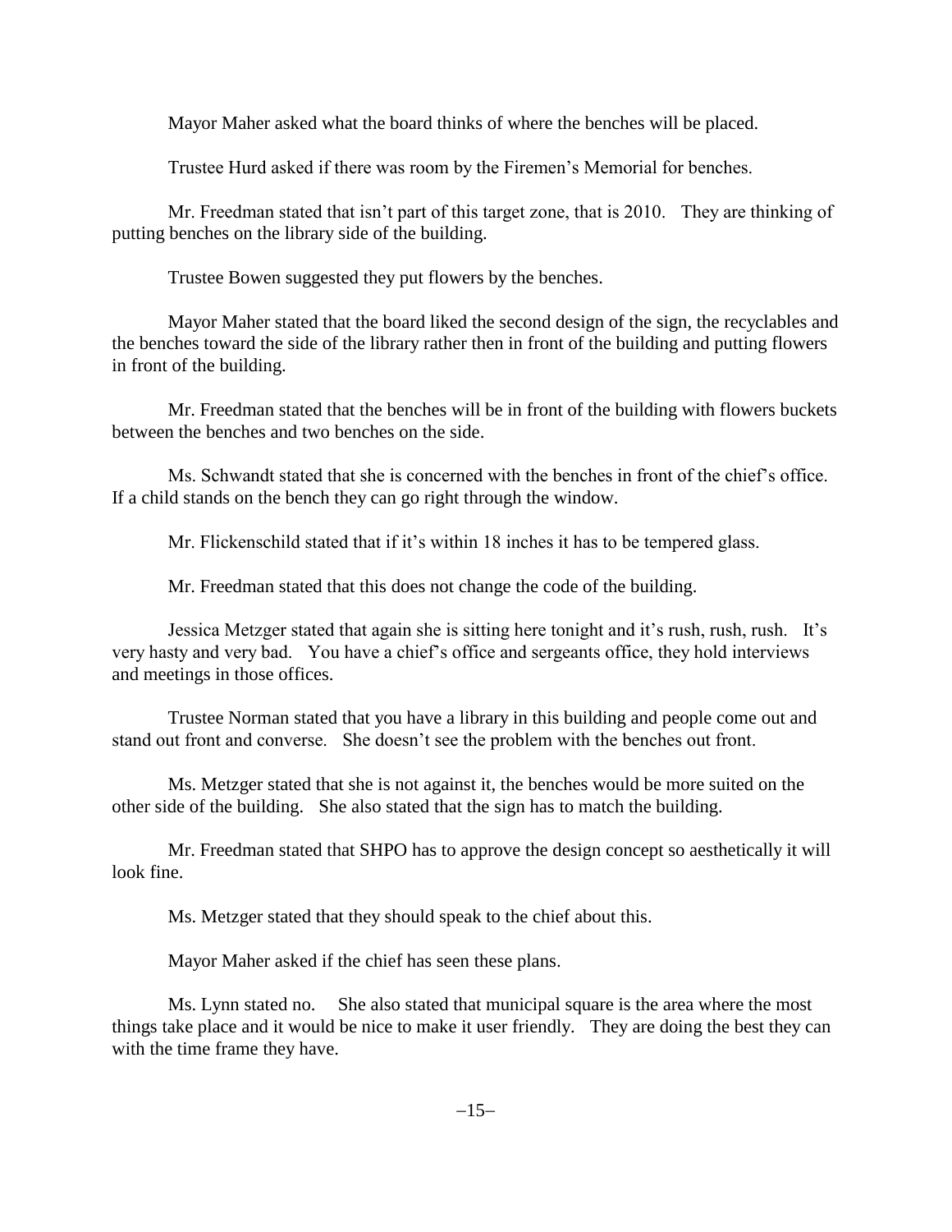Mayor Maher asked what the board thinks of where the benches will be placed.

Trustee Hurd asked if there was room by the Firemen's Memorial for benches.

Mr. Freedman stated that isn't part of this target zone, that is 2010. They are thinking of putting benches on the library side of the building.

Trustee Bowen suggested they put flowers by the benches.

Mayor Maher stated that the board liked the second design of the sign, the recyclables and the benches toward the side of the library rather then in front of the building and putting flowers in front of the building.

Mr. Freedman stated that the benches will be in front of the building with flowers buckets between the benches and two benches on the side.

Ms. Schwandt stated that she is concerned with the benches in front of the chief's office. If a child stands on the bench they can go right through the window.

Mr. Flickenschild stated that if it's within 18 inches it has to be tempered glass.

Mr. Freedman stated that this does not change the code of the building.

Jessica Metzger stated that again she is sitting here tonight and it's rush, rush, rush. It's very hasty and very bad. You have a chief's office and sergeants office, they hold interviews and meetings in those offices.

Trustee Norman stated that you have a library in this building and people come out and stand out front and converse. She doesn't see the problem with the benches out front.

Ms. Metzger stated that she is not against it, the benches would be more suited on the other side of the building. She also stated that the sign has to match the building.

Mr. Freedman stated that SHPO has to approve the design concept so aesthetically it will look fine.

Ms. Metzger stated that they should speak to the chief about this.

Mayor Maher asked if the chief has seen these plans.

Ms. Lynn stated no. She also stated that municipal square is the area where the most things take place and it would be nice to make it user friendly. They are doing the best they can with the time frame they have.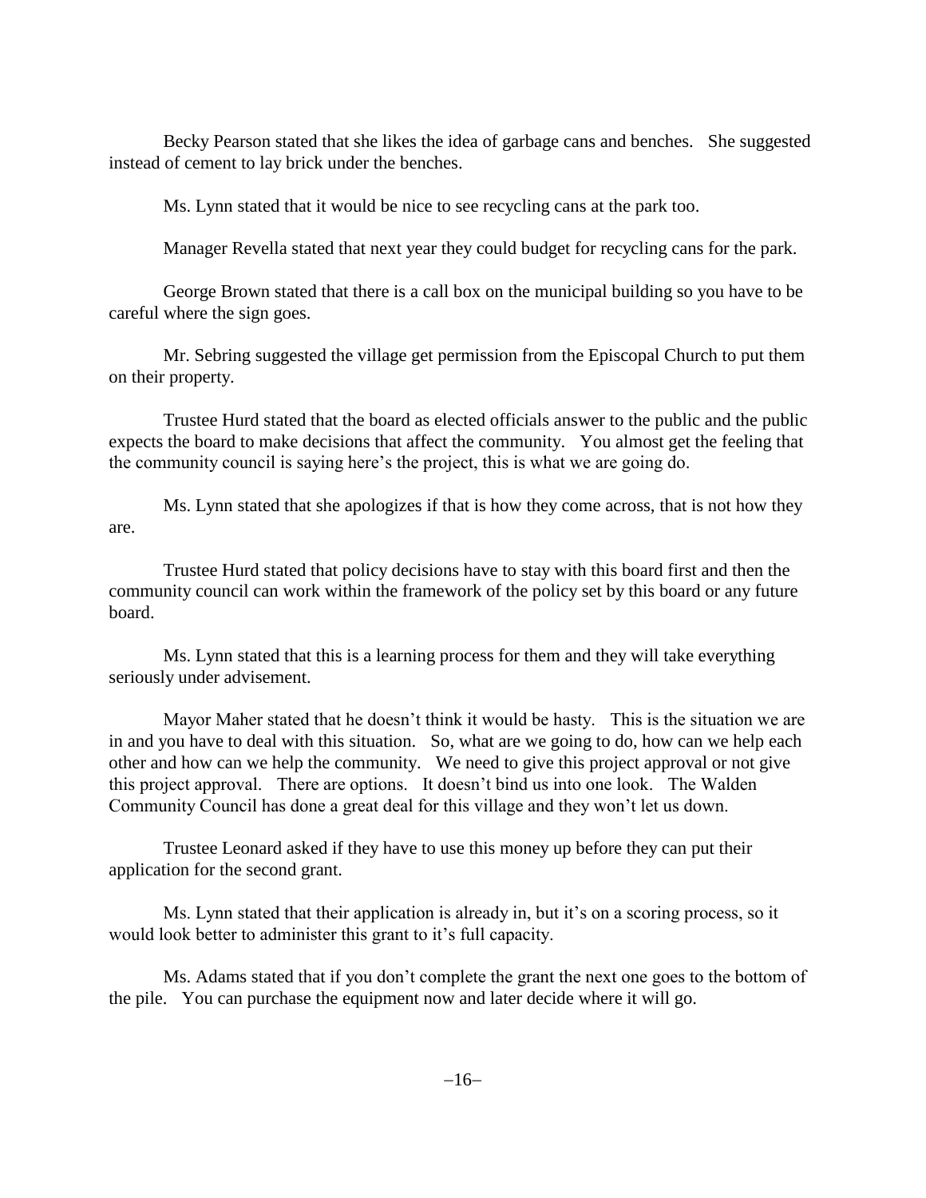Becky Pearson stated that she likes the idea of garbage cans and benches. She suggested instead of cement to lay brick under the benches.

Ms. Lynn stated that it would be nice to see recycling cans at the park too.

Manager Revella stated that next year they could budget for recycling cans for the park.

George Brown stated that there is a call box on the municipal building so you have to be careful where the sign goes.

Mr. Sebring suggested the village get permission from the Episcopal Church to put them on their property.

Trustee Hurd stated that the board as elected officials answer to the public and the public expects the board to make decisions that affect the community. You almost get the feeling that the community council is saying here's the project, this is what we are going do.

Ms. Lynn stated that she apologizes if that is how they come across, that is not how they are.

Trustee Hurd stated that policy decisions have to stay with this board first and then the community council can work within the framework of the policy set by this board or any future board.

Ms. Lynn stated that this is a learning process for them and they will take everything seriously under advisement.

Mayor Maher stated that he doesn't think it would be hasty. This is the situation we are in and you have to deal with this situation. So, what are we going to do, how can we help each other and how can we help the community. We need to give this project approval or not give this project approval. There are options. It doesn't bind us into one look. The Walden Community Council has done a great deal for this village and they won't let us down.

Trustee Leonard asked if they have to use this money up before they can put their application for the second grant.

Ms. Lynn stated that their application is already in, but it's on a scoring process, so it would look better to administer this grant to it's full capacity.

Ms. Adams stated that if you don't complete the grant the next one goes to the bottom of the pile. You can purchase the equipment now and later decide where it will go.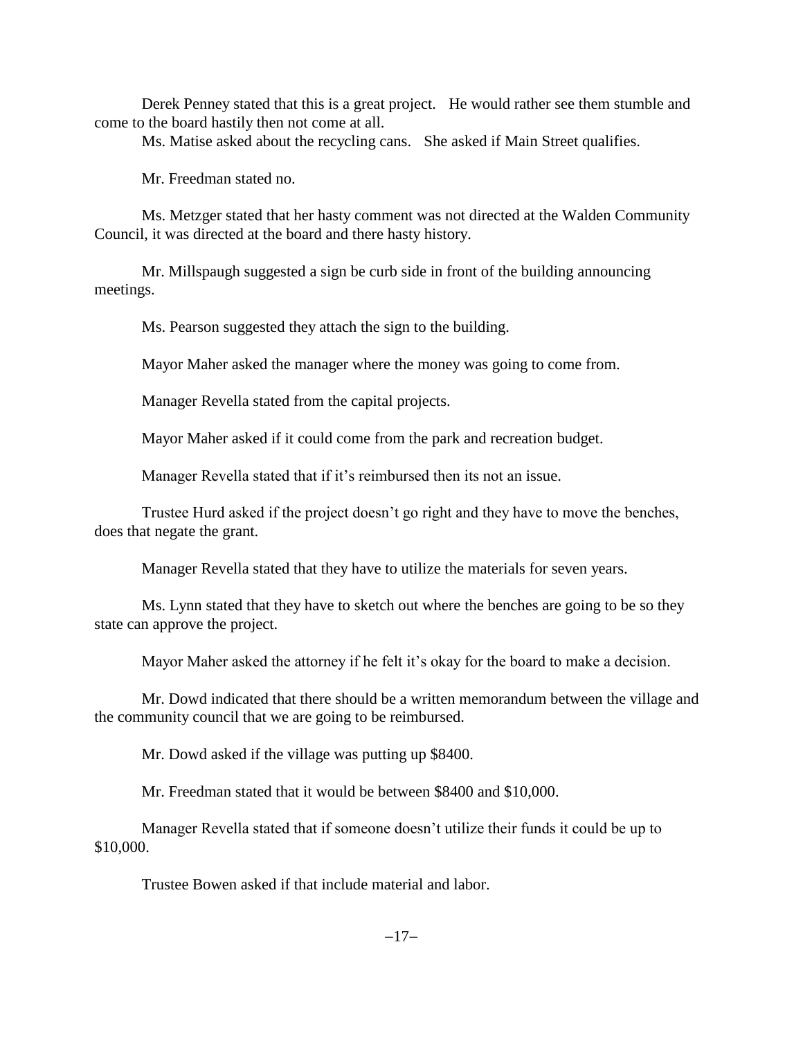Derek Penney stated that this is a great project. He would rather see them stumble and come to the board hastily then not come at all.

Ms. Matise asked about the recycling cans. She asked if Main Street qualifies.

Mr. Freedman stated no.

Ms. Metzger stated that her hasty comment was not directed at the Walden Community Council, it was directed at the board and there hasty history.

Mr. Millspaugh suggested a sign be curb side in front of the building announcing meetings.

Ms. Pearson suggested they attach the sign to the building.

Mayor Maher asked the manager where the money was going to come from.

Manager Revella stated from the capital projects.

Mayor Maher asked if it could come from the park and recreation budget.

Manager Revella stated that if it's reimbursed then its not an issue.

Trustee Hurd asked if the project doesn't go right and they have to move the benches, does that negate the grant.

Manager Revella stated that they have to utilize the materials for seven years.

Ms. Lynn stated that they have to sketch out where the benches are going to be so they state can approve the project.

Mayor Maher asked the attorney if he felt it's okay for the board to make a decision.

Mr. Dowd indicated that there should be a written memorandum between the village and the community council that we are going to be reimbursed.

Mr. Dowd asked if the village was putting up $8400.

Mr. Freedman stated that it would be between $8400 and $10,000.

Manager Revella stated that if someone doesn't utilize their funds it could be up to $10,000.

Trustee Bowen asked if that include material and labor.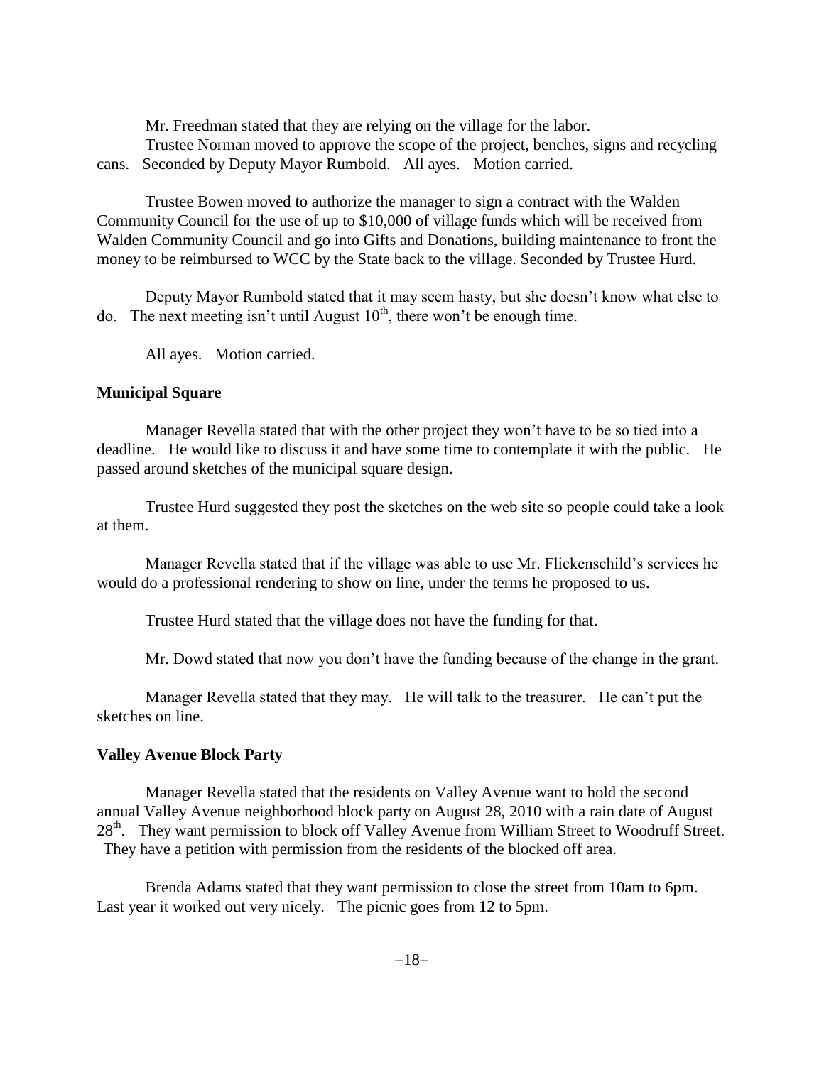Mr. Freedman stated that they are relying on the village for the labor.

Trustee Norman moved to approve the scope of the project, benches, signs and recycling cans. Seconded by Deputy Mayor Rumbold. All ayes. Motion carried.

Trustee Bowen moved to authorize the manager to sign a contract with the Walden Community Council for the use of up to $10,000 of village funds which will be received from Walden Community Council and go into Gifts and Donations, building maintenance to front the money to be reimbursed to WCC by the State back to the village. Seconded by Trustee Hurd.

Deputy Mayor Rumbold stated that it may seem hasty, but she doesn't know what else to do. The next meeting isn't until August 10th, there won't be enough time.

All ayes. Motion carried.

**Municipal Square**

Manager Revella stated that with the other project they won't have to be so tied into a deadline. He would like to discuss it and have some time to contemplate it with the public. He passed around sketches of the municipal square design.

Trustee Hurd suggested they post the sketches on the web site so people could take a look at them.

Manager Revella stated that if the village was able to use Mr. Flickenschild's services he would do a professional rendering to show on line, under the terms he proposed to us.

Trustee Hurd stated that the village does not have the funding for that.

Mr. Dowd stated that now you don't have the funding because of the change in the grant.

Manager Revella stated that they may. He will talk to the treasurer. He can't put the sketches on line.

**Valley Avenue Block Party**

Manager Revella stated that the residents on Valley Avenue want to hold the second annual Valley Avenue neighborhood block party on August 28, 2010 with a rain date of August 28th. They want permission to block off Valley Avenue from William Street to Woodruff Street. They have a petition with permission from the residents of the blocked off area.

Brenda Adams stated that they want permission to close the street from 10am to 6pm. Last year it worked out very nicely. The picnic goes from 12 to 5pm.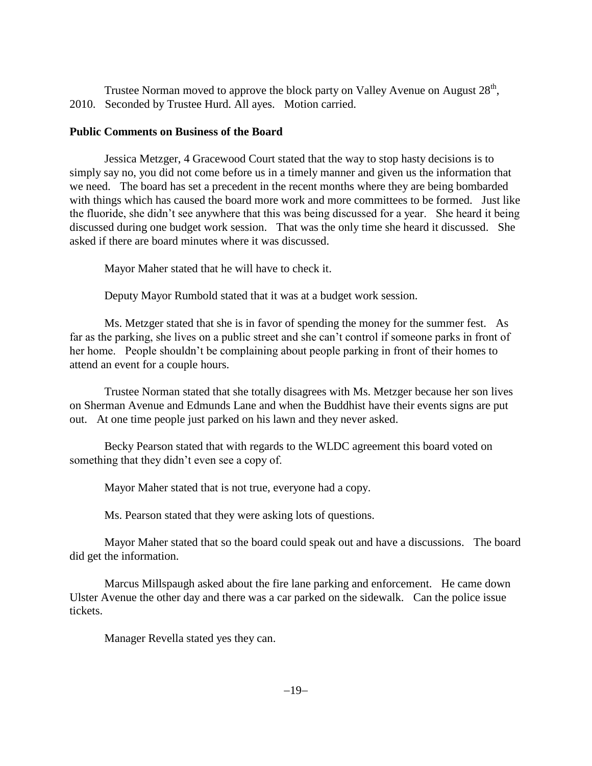Trustee Norman moved to approve the block party on Valley Avenue on August 28th, 2010. Seconded by Trustee Hurd. All ayes. Motion carried.

**Public Comments on Business of the Board**

Jessica Metzger, 4 Gracewood Court stated that the way to stop hasty decisions is to simply say no, you did not come before us in a timely manner and given us the information that we need. The board has set a precedent in the recent months where they are being bombarded with things which has caused the board more work and more committees to be formed. Just like the fluoride, she didn't see anywhere that this was being discussed for a year. She heard it being discussed during one budget work session. That was the only time she heard it discussed. She asked if there are board minutes where it was discussed.

Mayor Maher stated that he will have to check it.

Deputy Mayor Rumbold stated that it was at a budget work session.

Ms. Metzger stated that she is in favor of spending the money for the summer fest. As far as the parking, she lives on a public street and she can't control if someone parks in front of her home. People shouldn't be complaining about people parking in front of their homes to attend an event for a couple hours.

Trustee Norman stated that she totally disagrees with Ms. Metzger because her son lives on Sherman Avenue and Edmunds Lane and when the Buddhist have their events signs are put out. At one time people just parked on his lawn and they never asked.

Becky Pearson stated that with regards to the WLDC agreement this board voted on something that they didn't even see a copy of.

Mayor Maher stated that is not true, everyone had a copy.

Ms. Pearson stated that they were asking lots of questions.

Mayor Maher stated that so the board could speak out and have a discussions. The board did get the information.

Marcus Millspaugh asked about the fire lane parking and enforcement. He came down Ulster Avenue the other day and there was a car parked on the sidewalk. Can the police issue tickets.

Manager Revella stated yes they can.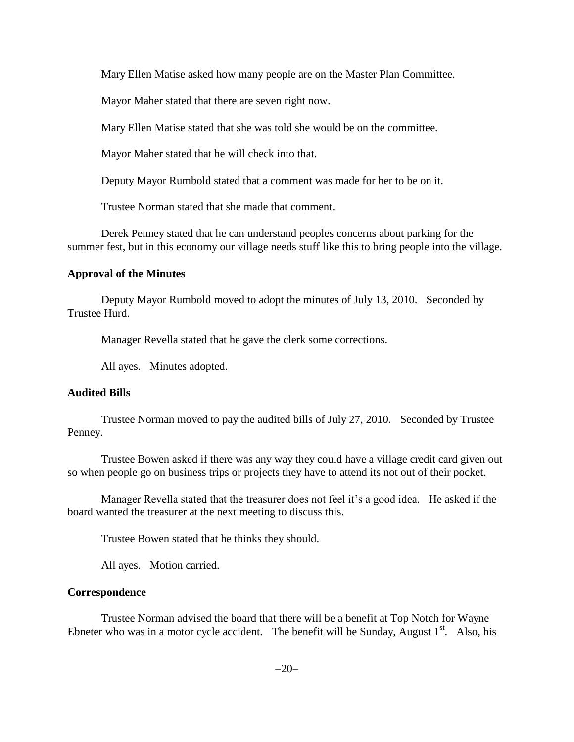Mary Ellen Matise asked how many people are on the Master Plan Committee.

Mayor Maher stated that there are seven right now.

Mary Ellen Matise stated that she was told she would be on the committee.

Mayor Maher stated that he will check into that.

Deputy Mayor Rumbold stated that a comment was made for her to be on it.

Trustee Norman stated that she made that comment.

Derek Penney stated that he can understand peoples concerns about parking for the summer fest, but in this economy our village needs stuff like this to bring people into the village.

**Approval of the Minutes**

Deputy Mayor Rumbold moved to adopt the minutes of July 13, 2010. Seconded by Trustee Hurd.

Manager Revella stated that he gave the clerk some corrections.

All ayes. Minutes adopted.

**Audited Bills**

Trustee Norman moved to pay the audited bills of July 27, 2010. Seconded by Trustee Penney.

Trustee Bowen asked if there was any way they could have a village credit card given out so when people go on business trips or projects they have to attend its not out of their pocket.

Manager Revella stated that the treasurer does not feel it's a good idea. He asked if the board wanted the treasurer at the next meeting to discuss this.

Trustee Bowen stated that he thinks they should.

All ayes. Motion carried.

**Correspondence**

Trustee Norman advised the board that there will be a benefit at Top Notch for Wayne Ebneter who was in a motor cycle accident. The benefit will be Sunday, August 1st. Also, his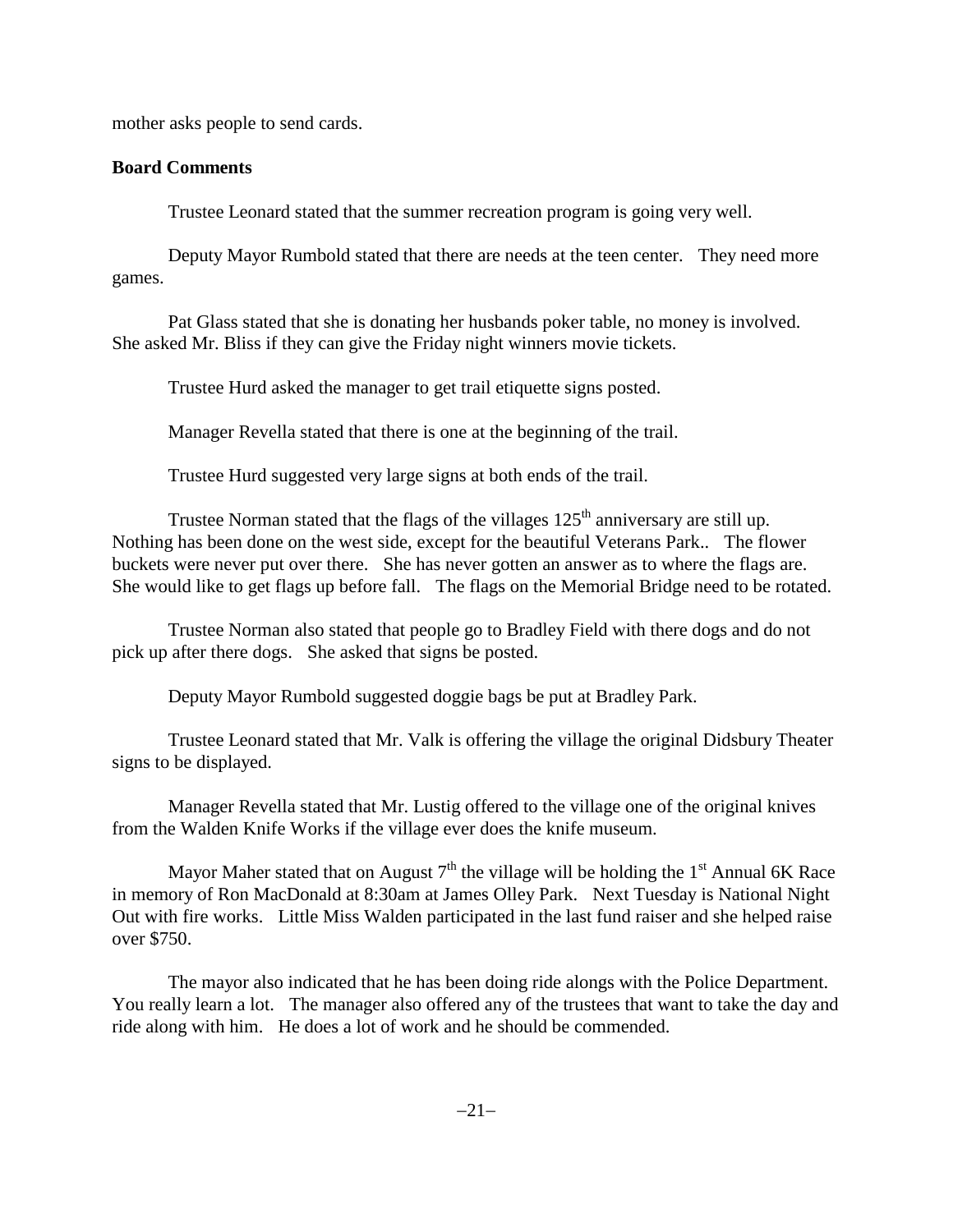mother asks people to send cards.

**Board Comments**

Trustee Leonard stated that the summer recreation program is going very well.

Deputy Mayor Rumbold stated that there are needs at the teen center. They need more games.

Pat Glass stated that she is donating her husbands poker table, no money is involved. She asked Mr. Bliss if they can give the Friday night winners movie tickets.

Trustee Hurd asked the manager to get trail etiquette signs posted.

Manager Revella stated that there is one at the beginning of the trail.

Trustee Hurd suggested very large signs at both ends of the trail.

Trustee Norman stated that the flags of the villages 125th anniversary are still up. Nothing has been done on the west side, except for the beautiful Veterans Park.. The flower buckets were never put over there. She has never gotten an answer as to where the flags are. She would like to get flags up before fall. The flags on the Memorial Bridge need to be rotated.

Trustee Norman also stated that people go to Bradley Field with there dogs and do not pick up after there dogs. She asked that signs be posted.

Deputy Mayor Rumbold suggested doggie bags be put at Bradley Park.

Trustee Leonard stated that Mr. Valk is offering the village the original Didsbury Theater signs to be displayed.

Manager Revella stated that Mr. Lustig offered to the village one of the original knives from the Walden Knife Works if the village ever does the knife museum.

Mayor Maher stated that on August 7th the village will be holding the 1st Annual 6K Race in memory of Ron MacDonald at 8:30am at James Olley Park. Next Tuesday is National Night Out with fire works. Little Miss Walden participated in the last fund raiser and she helped raise over $750.

The mayor also indicated that he has been doing ride alongs with the Police Department. You really learn a lot. The manager also offered any of the trustees that want to take the day and ride along with him. He does a lot of work and he should be commended.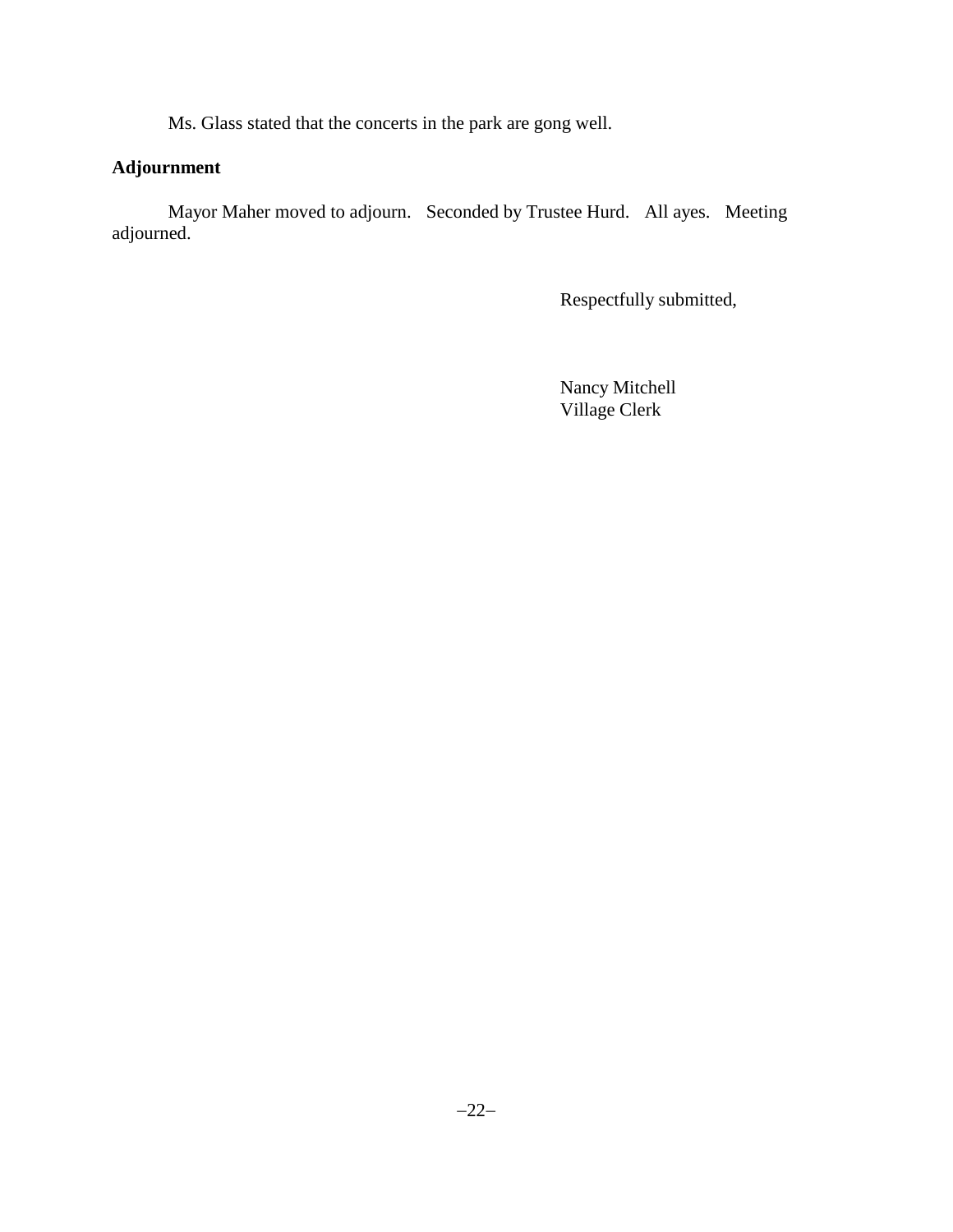Ms. Glass stated that the concerts in the park are gong well.

**Adjournment**

Mayor Maher moved to adjourn. Seconded by Trustee Hurd. All ayes. Meeting adjourned.

Respectfully submitted,

Nancy Mitchell
Village Clerk